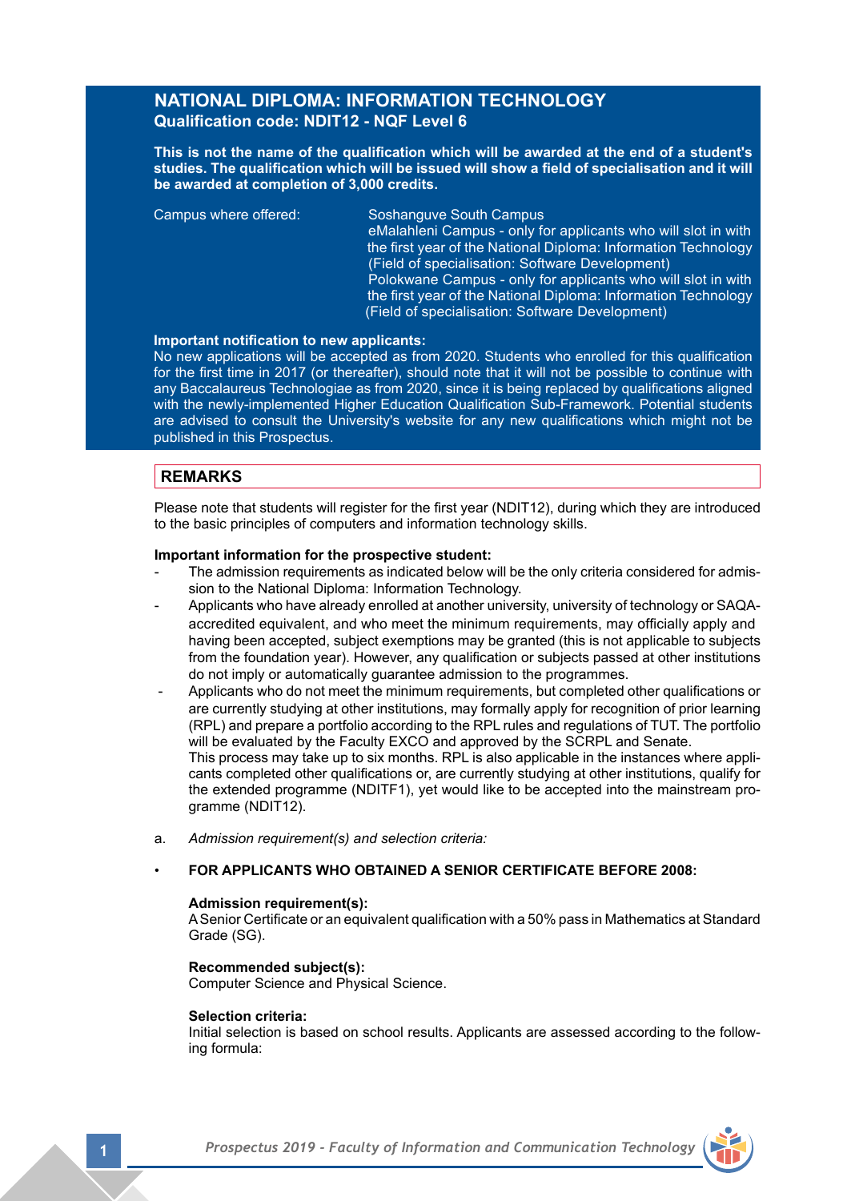# NATIONAL DIPLOMA: INFORMATION TECHNOLOGY

**Qualification code: NDIT12 - NQF Level 6**

**This is not the name of the qualification which will be awarded at the end of a student's studies. The qualification which will be issued will show a field of specialisation and it will be awarded at completion of 3,000 credits.**

Campus where offered: Soshanguve South Campus
eMalahleni Campus - only for applicants who will slot in with the first year of the National Diploma: Information Technology (Field of specialisation: Software Development)
Polokwane Campus - only for applicants who will slot in with the first year of the National Diploma: Information Technology (Field of specialisation: Software Development)

**Important notification to new applicants:**
No new applications will be accepted as from 2020. Students who enrolled for this qualification for the first time in 2017 (or thereafter), should note that it will not be possible to continue with any Baccalaureus Technologiae as from 2020, since it is being replaced by qualifications aligned with the newly-implemented Higher Education Qualification Sub-Framework. Potential students are advised to consult the University's website for any new qualifications which might not be published in this Prospectus.

## REMARKS

Please note that students will register for the first year (NDIT12), during which they are introduced to the basic principles of computers and information technology skills.

**Important information for the prospective student:**

- The admission requirements as indicated below will be the only criteria considered for admission to the National Diploma: Information Technology.
- Applicants who have already enrolled at another university, university of technology or SAQA-accredited equivalent, and who meet the minimum requirements, may officially apply and having been accepted, subject exemptions may be granted (this is not applicable to subjects from the foundation year). However, any qualification or subjects passed at other institutions do not imply or automatically guarantee admission to the programmes.
- Applicants who do not meet the minimum requirements, but completed other qualifications or are currently studying at other institutions, may formally apply for recognition of prior learning (RPL) and prepare a portfolio according to the RPL rules and regulations of TUT. The portfolio will be evaluated by the Faculty EXCO and approved by the SCRPL and Senate.
  This process may take up to six months. RPL is also applicable in the instances where applicants completed other qualifications or, are currently studying at other institutions, qualify for the extended programme (NDITF1), yet would like to be accepted into the mainstream programme (NDIT12).

a. *Admission requirement(s) and selection criteria:*

- **FOR APPLICANTS WHO OBTAINED A SENIOR CERTIFICATE BEFORE 2008:**

  **Admission requirement(s):**
  A Senior Certificate or an equivalent qualification with a 50% pass in Mathematics at Standard Grade (SG).

  **Recommended subject(s):**
  Computer Science and Physical Science.

  **Selection criteria:**
  Initial selection is based on school results. Applicants are assessed according to the following formula: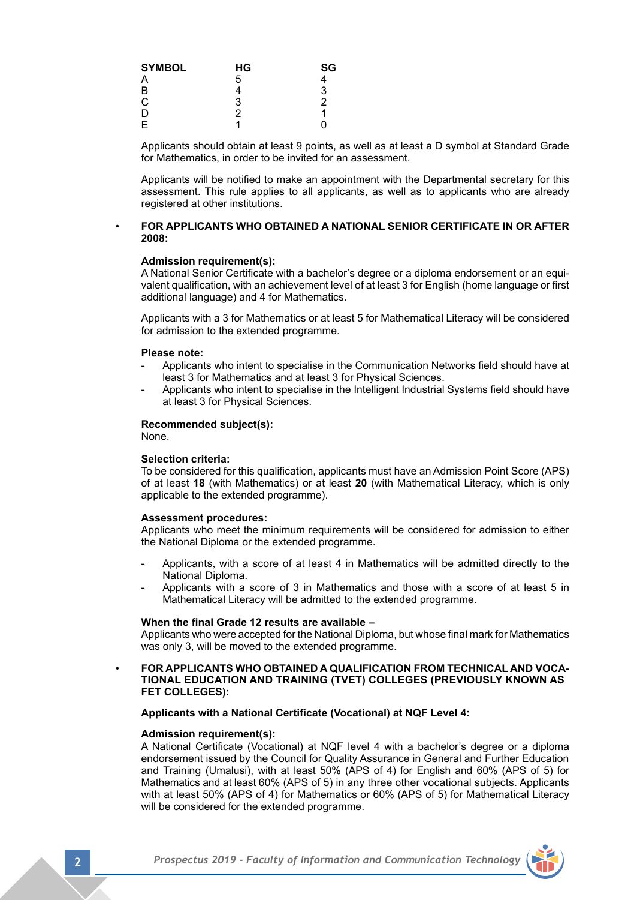| SYMBOL | HG | SG |
| --- | --- | --- |
| A | 5 | 4 |
| B | 4 | 3 |
| C | 3 | 2 |
| D | 2 | 1 |
| E | 1 | 0 |

Applicants should obtain at least 9 points, as well as at least a D symbol at Standard Grade for Mathematics, in order to be invited for an assessment.

Applicants will be notified to make an appointment with the Departmental secretary for this assessment. This rule applies to all applicants, as well as to applicants who are already registered at other institutions.

- **FOR APPLICANTS WHO OBTAINED A NATIONAL SENIOR CERTIFICATE IN OR AFTER 2008:**

**Admission requirement(s):**
A National Senior Certificate with a bachelor's degree or a diploma endorsement or an equivalent qualification, with an achievement level of at least 3 for English (home language or first additional language) and 4 for Mathematics.

Applicants with a 3 for Mathematics or at least 5 for Mathematical Literacy will be considered for admission to the extended programme.

**Please note:**
- Applicants who intent to specialise in the Communication Networks field should have at least 3 for Mathematics and at least 3 for Physical Sciences.
- Applicants who intent to specialise in the Intelligent Industrial Systems field should have at least 3 for Physical Sciences.

**Recommended subject(s):**
None.

**Selection criteria:**
To be considered for this qualification, applicants must have an Admission Point Score (APS) of at least **18** (with Mathematics) or at least **20** (with Mathematical Literacy, which is only applicable to the extended programme).

**Assessment procedures:**
Applicants who meet the minimum requirements will be considered for admission to either the National Diploma or the extended programme.

- Applicants, with a score of at least 4 in Mathematics will be admitted directly to the National Diploma.
- Applicants with a score of 3 in Mathematics and those with a score of at least 5 in Mathematical Literacy will be admitted to the extended programme.

**When the final Grade 12 results are available –**
Applicants who were accepted for the National Diploma, but whose final mark for Mathematics was only 3, will be moved to the extended programme.

- **FOR APPLICANTS WHO OBTAINED A QUALIFICATION FROM TECHNICAL AND VOCATIONAL EDUCATION AND TRAINING (TVET) COLLEGES (PREVIOUSLY KNOWN AS FET COLLEGES):**

**Applicants with a National Certificate (Vocational) at NQF Level 4:**

**Admission requirement(s):**
A National Certificate (Vocational) at NQF level 4 with a bachelor's degree or a diploma endorsement issued by the Council for Quality Assurance in General and Further Education and Training (Umalusi), with at least 50% (APS of 4) for English and 60% (APS of 5) for Mathematics and at least 60% (APS of 5) in any three other vocational subjects. Applicants with at least 50% (APS of 4) for Mathematics or 60% (APS of 5) for Mathematical Literacy will be considered for the extended programme.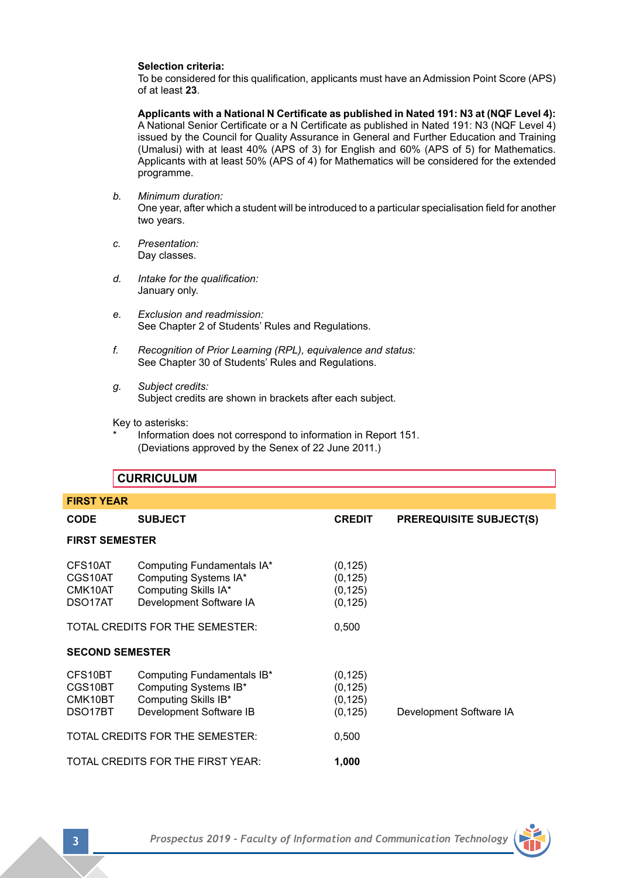**Selection criteria:**
To be considered for this qualification, applicants must have an Admission Point Score (APS) of at least **23**.

**Applicants with a National N Certificate as published in Nated 191: N3 at (NQF Level 4):**
A National Senior Certificate or a N Certificate as published in Nated 191: N3 (NQF Level 4) issued by the Council for Quality Assurance in General and Further Education and Training (Umalusi) with at least 40% (APS of 3) for English and 60% (APS of 5) for Mathematics. Applicants with at least 50% (APS of 4) for Mathematics will be considered for the extended programme.

b. *Minimum duration:*
One year, after which a student will be introduced to a particular specialisation field for another two years.

c. *Presentation:*
Day classes.

d. *Intake for the qualification:*
January only.

e. *Exclusion and readmission:*
See Chapter 2 of Students' Rules and Regulations.

f. *Recognition of Prior Learning (RPL), equivalence and status:*
See Chapter 30 of Students' Rules and Regulations.

g. *Subject credits:*
Subject credits are shown in brackets after each subject.

Key to asterisks:
\* Information does not correspond to information in Report 151. (Deviations approved by the Senex of 22 June 2011.)

## CURRICULUM

### FIRST YEAR

| CODE | SUBJECT | CREDIT | PREREQUISITE SUBJECT(S) |
|---|---|---|---|
| **FIRST SEMESTER** | | | |
| CFS10AT | Computing Fundamentals IA* | (0,125) | |
| CGS10AT | Computing Systems IA* | (0,125) | |
| CMK10AT | Computing Skills IA* | (0,125) | |
| DSO17AT | Development Software IA | (0,125) | |
| TOTAL CREDITS FOR THE SEMESTER: | | 0,500 | |
| **SECOND SEMESTER** | | | |
| CFS10BT | Computing Fundamentals IB* | (0,125) | |
| CGS10BT | Computing Systems IB* | (0,125) | |
| CMK10BT | Computing Skills IB* | (0,125) | |
| DSO17BT | Development Software IB | (0,125) | Development Software IA |
| TOTAL CREDITS FOR THE SEMESTER: | | 0,500 | |
| TOTAL CREDITS FOR THE FIRST YEAR: | | **1,000** | |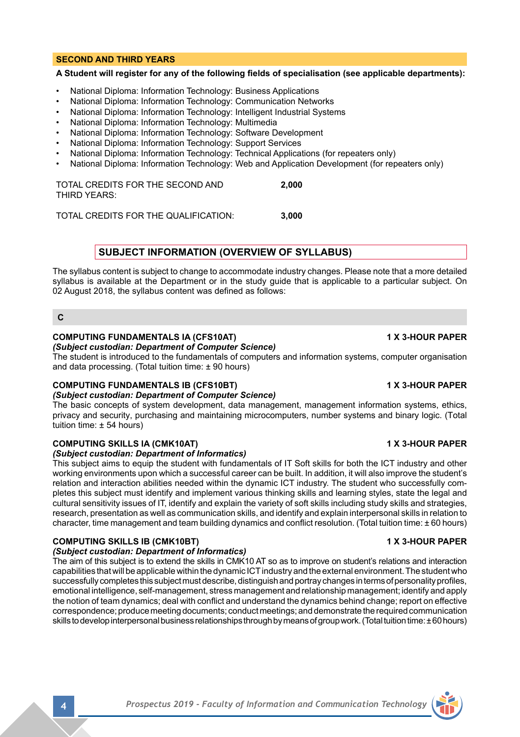## SECOND AND THIRD YEARS

**A Student will register for any of the following fields of specialisation (see applicable departments):**

- National Diploma: Information Technology: Business Applications
- National Diploma: Information Technology: Communication Networks
- National Diploma: Information Technology: Intelligent Industrial Systems
- National Diploma: Information Technology: Multimedia
- National Diploma: Information Technology: Software Development
- National Diploma: Information Technology: Support Services
- National Diploma: Information Technology: Technical Applications (for repeaters only)
- National Diploma: Information Technology: Web and Application Development (for repeaters only)

TOTAL CREDITS FOR THE SECOND AND THIRD YEARS: **2,000**

TOTAL CREDITS FOR THE QUALIFICATION: **3,000**

## SUBJECT INFORMATION (OVERVIEW OF SYLLABUS)

The syllabus content is subject to change to accommodate industry changes. Please note that a more detailed syllabus is available at the Department or in the study guide that is applicable to a particular subject. On 02 August 2018, the syllabus content was defined as follows:

### C

**COMPUTING FUNDAMENTALS IA (CFS10AT)** **1 X 3-HOUR PAPER**
***(Subject custodian: Department of Computer Science)***
The student is introduced to the fundamentals of computers and information systems, computer organisation and data processing. (Total tuition time: ± 90 hours)

**COMPUTING FUNDAMENTALS IB (CFS10BT)** **1 X 3-HOUR PAPER**
***(Subject custodian: Department of Computer Science)***
The basic concepts of system development, data management, management information systems, ethics, privacy and security, purchasing and maintaining microcomputers, number systems and binary logic. (Total tuition time: ± 54 hours)

**COMPUTING SKILLS IA (CMK10AT)** **1 X 3-HOUR PAPER**
***(Subject custodian: Department of Informatics)***
This subject aims to equip the student with fundamentals of IT Soft skills for both the ICT industry and other working environments upon which a successful career can be built. In addition, it will also improve the student's relation and interaction abilities needed within the dynamic ICT industry. The student who successfully completes this subject must identify and implement various thinking skills and learning styles, state the legal and cultural sensitivity issues of IT, identify and explain the variety of soft skills including study skills and strategies, research, presentation as well as communication skills, and identify and explain interpersonal skills in relation to character, time management and team building dynamics and conflict resolution. (Total tuition time: ± 60 hours)

**COMPUTING SKILLS IB (CMK10BT)** **1 X 3-HOUR PAPER**
***(Subject custodian: Department of Informatics)***
The aim of this subject is to extend the skills in CMK10 AT so as to improve on student's relations and interaction capabilities that will be applicable within the dynamic ICT industry and the external environment. The student who successfully completes this subject must describe, distinguish and portray changes in terms of personality profiles, emotional intelligence, self-management, stress management and relationship management; identify and apply the notion of team dynamics; deal with conflict and understand the dynamics behind change; report on effective correspondence; produce meeting documents; conduct meetings; and demonstrate the required communication skills to develop interpersonal business relationships through by means of group work. (Total tuition time: ± 60 hours)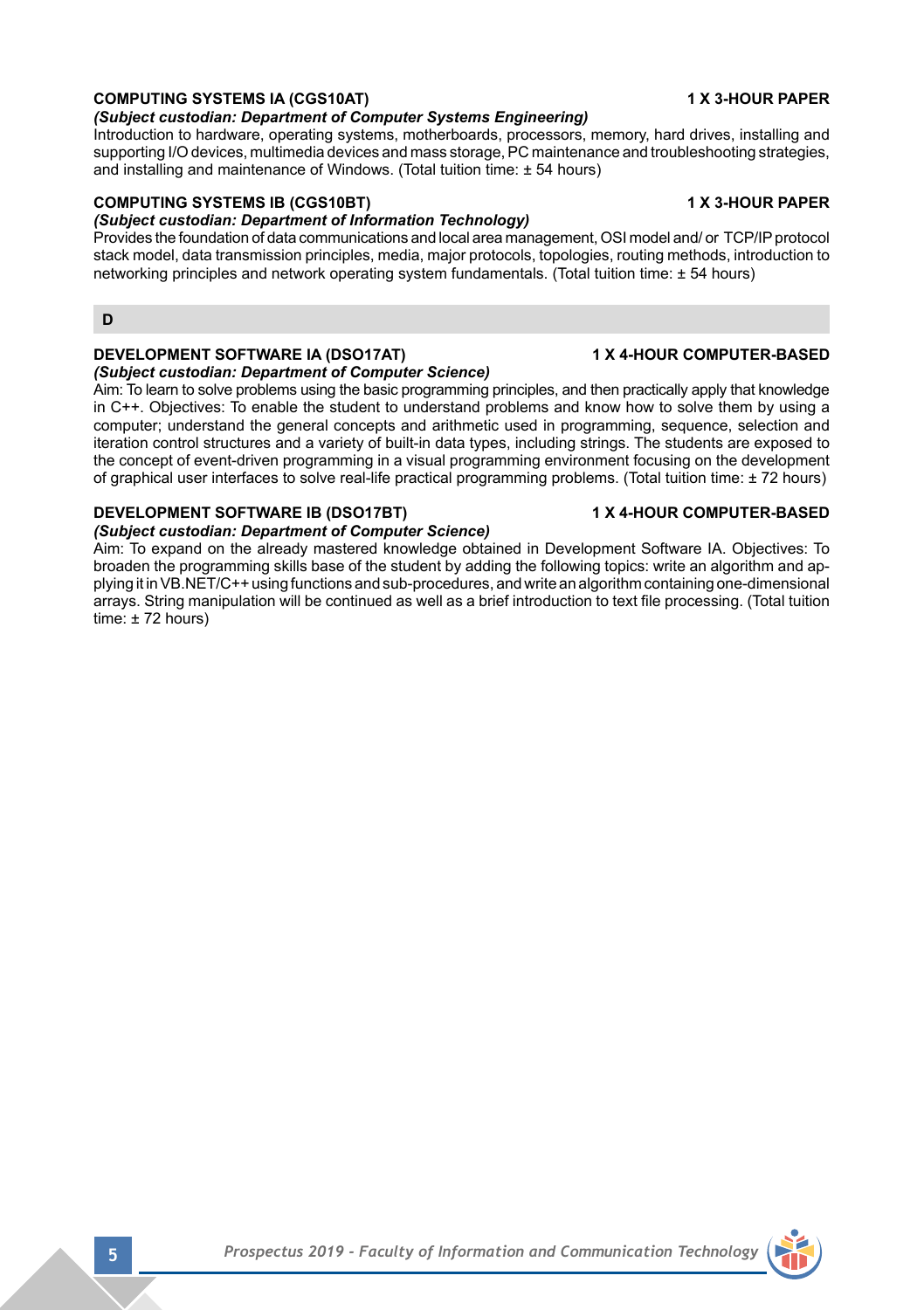**COMPUTING SYSTEMS IA (CGS10AT)** **1 X 3-HOUR PAPER**

***(Subject custodian: Department of Computer Systems Engineering)***

Introduction to hardware, operating systems, motherboards, processors, memory, hard drives, installing and supporting I/O devices, multimedia devices and mass storage, PC maintenance and troubleshooting strategies, and installing and maintenance of Windows. (Total tuition time: ± 54 hours)

**COMPUTING SYSTEMS IB (CGS10BT)** **1 X 3-HOUR PAPER**

***(Subject custodian: Department of Information Technology)***

Provides the foundation of data communications and local area management, OSI model and/ or TCP/IP protocol stack model, data transmission principles, media, major protocols, topologies, routing methods, introduction to networking principles and network operating system fundamentals. (Total tuition time: ± 54 hours)

## D

**DEVELOPMENT SOFTWARE IA (DSO17AT)** **1 X 4-HOUR COMPUTER-BASED**

***(Subject custodian: Department of Computer Science)***

Aim: To learn to solve problems using the basic programming principles, and then practically apply that knowledge in C++. Objectives: To enable the student to understand problems and know how to solve them by using a computer; understand the general concepts and arithmetic used in programming, sequence, selection and iteration control structures and a variety of built-in data types, including strings. The students are exposed to the concept of event-driven programming in a visual programming environment focusing on the development of graphical user interfaces to solve real-life practical programming problems. (Total tuition time: ± 72 hours)

**DEVELOPMENT SOFTWARE IB (DSO17BT)** **1 X 4-HOUR COMPUTER-BASED**

***(Subject custodian: Department of Computer Science)***

Aim: To expand on the already mastered knowledge obtained in Development Software IA. Objectives: To broaden the programming skills base of the student by adding the following topics: write an algorithm and applying it in VB.NET/C++ using functions and sub-procedures, and write an algorithm containing one-dimensional arrays. String manipulation will be continued as well as a brief introduction to text file processing. (Total tuition time: ± 72 hours)